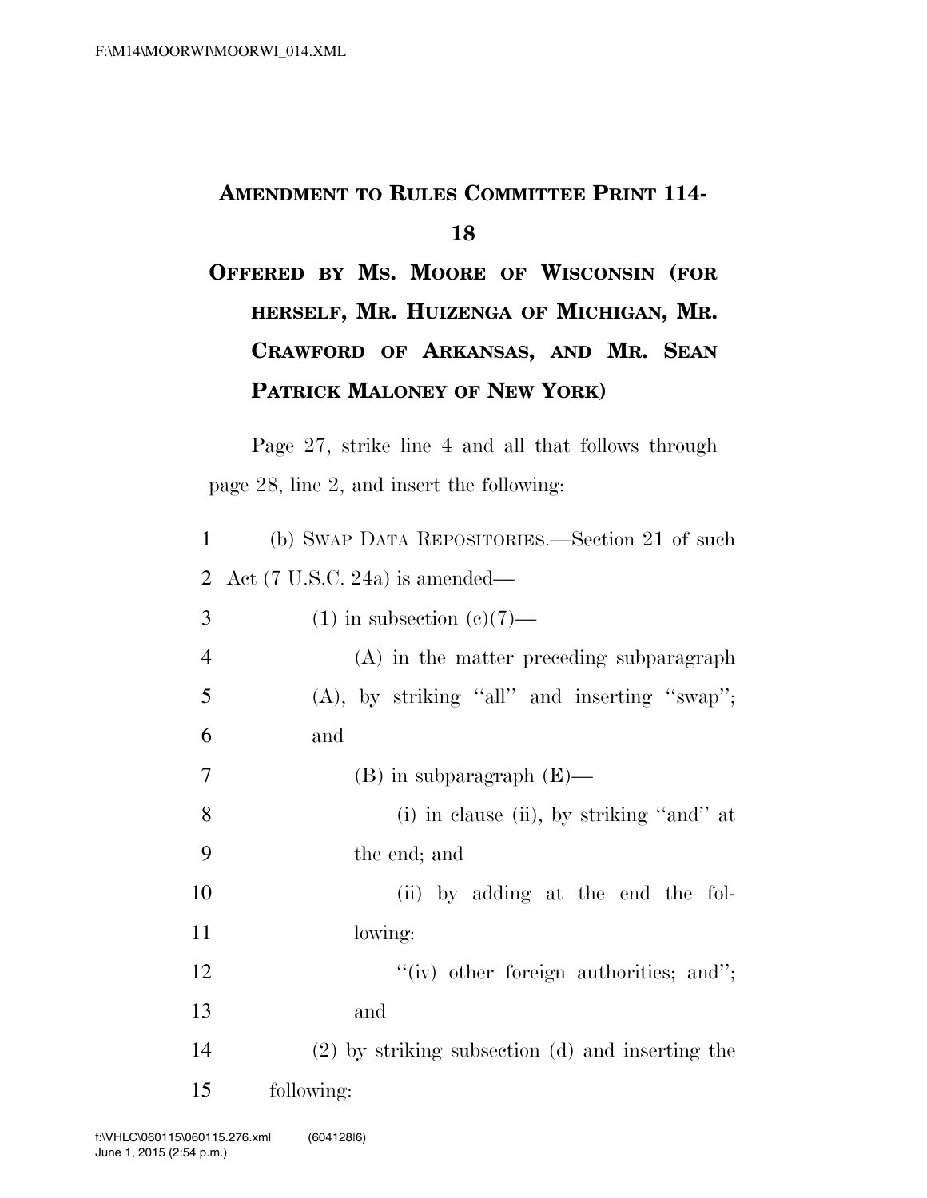**AMENDMENT TO RULES COMMITTEE PRINT 114-18**

**OFFERED BY MS. MOORE OF WISCONSIN (FOR HERSELF, MR. HUIZENGA OF MICHIGAN, MR. CRAWFORD OF ARKANSAS, AND MR. SEAN PATRICK MALONEY OF NEW YORK)**

Page 27, strike line 4 and all that follows through page 28, line 2, and insert the following:

1 (b) SWAP DATA REPOSITORIES.—Section 21 of such
2 Act (7 U.S.C. 24a) is amended—
3 (1) in subsection (c)(7)—
4 (A) in the matter preceding subparagraph
5 (A), by striking "all" and inserting "swap";
6 and
7 (B) in subparagraph (E)—
8 (i) in clause (ii), by striking "and" at
9 the end; and
10 (ii) by adding at the end the fol-
11 lowing:
12 "(iv) other foreign authorities; and";
13 and
14 (2) by striking subsection (d) and inserting the
15 following: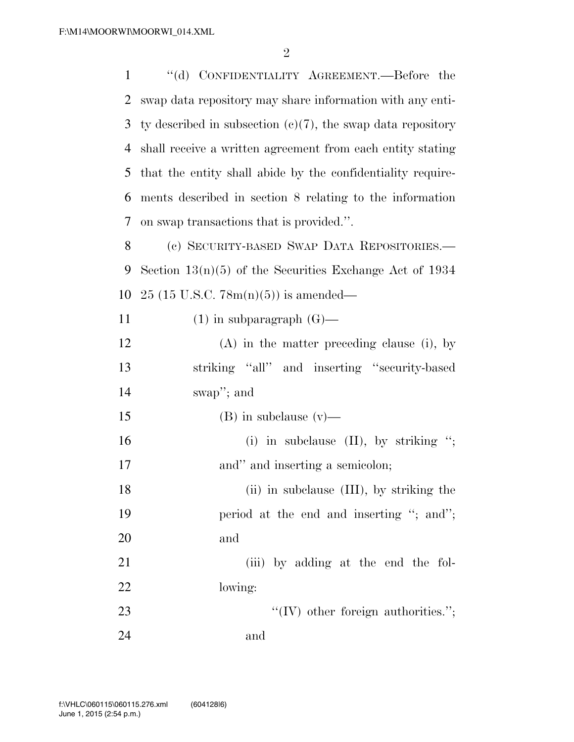"(d) CONFIDENTIALITY AGREEMENT.—Before the swap data repository may share information with any entity described in subsection (c)(7), the swap data repository shall receive a written agreement from each entity stating that the entity shall abide by the confidentiality requirements described in section 8 relating to the information on swap transactions that is provided.".

(c) SECURITY-BASED SWAP DATA REPOSITORIES.—Section 13(n)(5) of the Securities Exchange Act of 1934 25 (15 U.S.C. 78m(n)(5)) is amended—

(1) in subparagraph (G)—

(A) in the matter preceding clause (i), by striking "all" and inserting "security-based swap"; and

(B) in subclause (v)—

(i) in subclause (II), by striking "; and" and inserting a semicolon;

(ii) in subclause (III), by striking the period at the end and inserting "; and"; and

(iii) by adding at the end the following:

"(IV) other foreign authorities."; and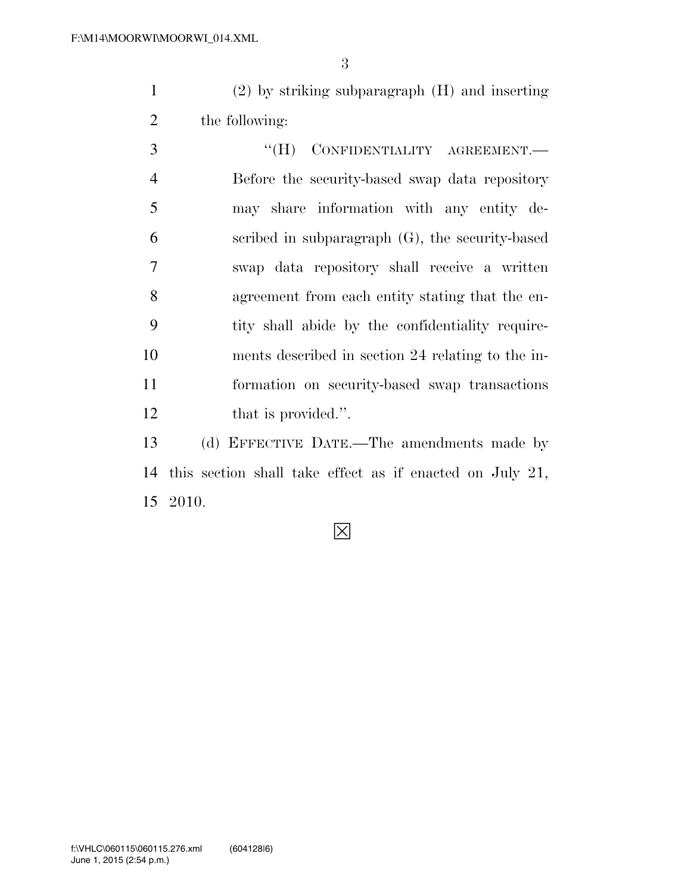(2) by striking subparagraph (H) and inserting the following:

"(H) CONFIDENTIALITY AGREEMENT.—Before the security-based swap data repository may share information with any entity described in subparagraph (G), the security-based swap data repository shall receive a written agreement from each entity stating that the entity shall abide by the confidentiality requirements described in section 24 relating to the information on security-based swap transactions that is provided.".

(d) EFFECTIVE DATE.—The amendments made by this section shall take effect as if enacted on July 21, 2010.